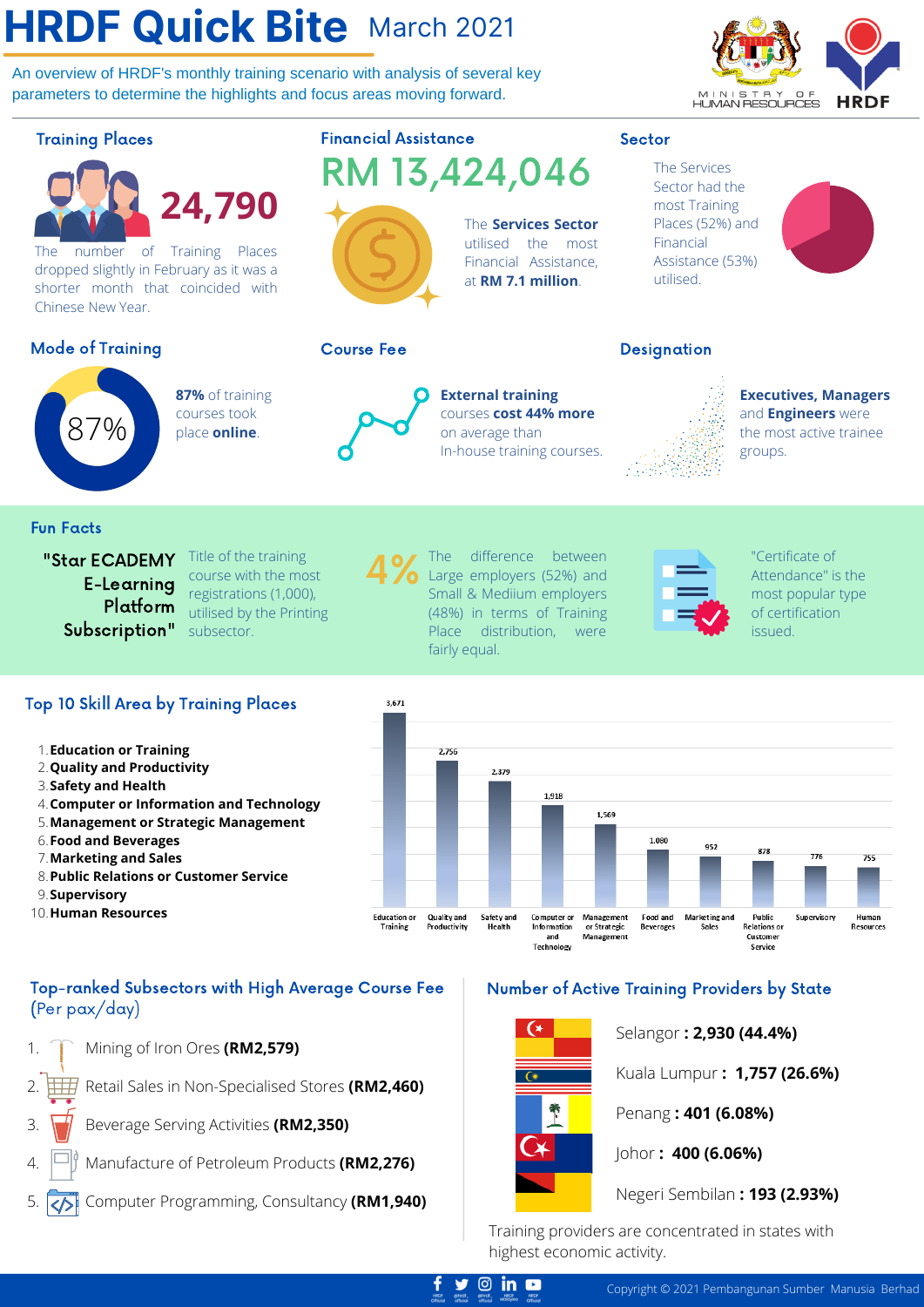# HRDF Quick Bite March 2021

An overview of HRDF's monthly training scenario with analysis of several key parameters to determine the highlights and focus areas moving forward.

MINISTRY OF HUMAN RESOURCES

HRDF

## Training Places

**24,790**

The number of Training Places dropped slightly in February as it was a shorter month that coincided with Chinese New Year.

## Financial Assistance

**RM 13,424,046**

The **Services Sector** utilised the most Financial Assistance, at **RM 7.1 million**.

## Sector

The Services Sector had the most Training Places (52%) and Financial Assistance (53%) utilised.

## Mode of Training

87%

**87%** of training courses took place **online**.

## Course Fee

**External training** courses **cost 44% more** on average than In-house training courses.

## Designation

**Executives, Managers** and **Engineers** were the most active trainee groups.

## Fun Facts

**"Star ECADEMY E-Learning Platform Subscription"** Title of the training course with the most registrations (1,000), utilised by the Printing subsector.

**4%** The difference between Large employers (52%) and Small & Mediium employers (48%) in terms of Training Place distribution, were fairly equal.

"Certificate of Attendance" is the most popular type of certification issued.

## Top 10 Skill Area by Training Places

1. **Education or Training**
2. **Quality and Productivity**
3. **Safety and Health**
4. **Computer or Information and Technology**
5. **Management or Strategic Management**
6. **Food and Beverages**
7. **Marketing and Sales**
8. **Public Relations or Customer Service**
9. **Supervisory**
10. **Human Resources**

3,671
2,756
2,379
1,918
1,569
1,080
952
878
776
755

Education or Training
Quality and Productivity
Safety and Health
Computer or Information and Technology
Management or Strategic Management
Food and Beverages
Marketing and Sales
Public Relations or Customer Service
Supervisory
Human Resources

## Top-ranked Subsectors with High Average Course Fee (Per pax/day)

1. Mining of Iron Ores **(RM2,579)**
2. Retail Sales in Non-Specialised Stores **(RM2,460)**
3. Beverage Serving Activities **(RM2,350)**
4. Manufacture of Petroleum Products **(RM2,276)**
5. Computer Programming, Consultancy **(RM1,940)**

## Number of Active Training Providers by State

Selangor **: 2,930 (44.4%)**

Kuala Lumpur **: 1,757 (26.6%)**

Penang **: 401 (6.08%)**

Johor **: 400 (6.06%)**

Negeri Sembilan **: 193 (2.93%)**

Training providers are concentrated in states with highest economic activity.

Copyright © 2021 Pembangunan Sumber Manusia Berhad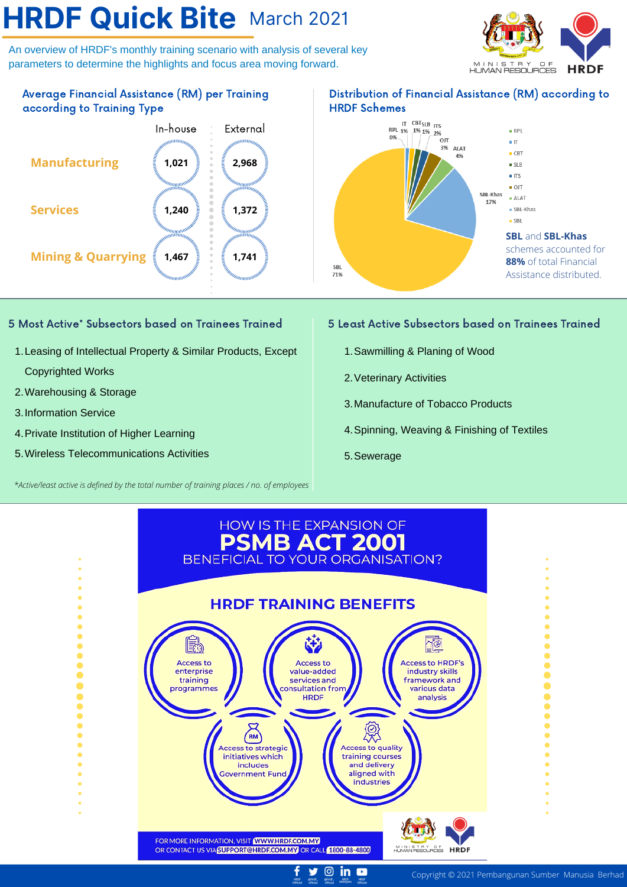# HRDF Quick Bite March 2021

An overview of HRDF's monthly training scenario with analysis of several key parameters to determine the highlights and focus area moving forward.

MINISTRY OF HUMAN RESOURCES

HRDF

## Average Financial Assistance (RM) per Training according to Training Type

| | In-house | External |
|---|---|---|
| Manufacturing | 1,021 | 2,968 |
| Services | 1,240 | 1,372 |
| Mining & Quarrying | 1,467 | 1,741 |

## Distribution of Financial Assistance (RM) according to HRDF Schemes

RPL 0%
IT 1%
CBT 1%
SLB 1%
ITS 2%
OJT 3%
ALAT 4%
SBL-Khas 17%
SBL 71%

Legend: RPL, IT, CBT, SLB, ITS, OJT, ALAT, SBL-Khas, SBL

**SBL** and **SBL-Khas** schemes accounted for **88%** of total Financial Assistance distributed.

## 5 Most Active* Subsectors based on Trainees Trained

1. Leasing of Intellectual Property & Similar Products, Except Copyrighted Works
2. Warehousing & Storage
3. Information Service
4. Private Institution of Higher Learning
5. Wireless Telecommunications Activities

*\*Active/least active is defined by the total number of training places / no. of employees*

## 5 Least Active Subsectors based on Trainees Trained

1. Sawmilling & Planing of Wood
2. Veterinary Activities
3. Manufacture of Tobacco Products
4. Spinning, Weaving & Finishing of Textiles
5. Sewerage

## HOW IS THE EXPANSION OF PSMB ACT 2001 BENEFICIAL TO YOUR ORGANISATION?

### HRDF TRAINING BENEFITS

- Access to enterprise training programmes
- Access to value-added services and consultation from HRDF
- Access to HRDF's industry skills framework and various data analysis
- Access to strategic initiatives which includes Government Fund
- Access to quality training courses and delivery aligned with industries

FOR MORE INFORMATION, VISIT WWW.HRDF.COM.MY OR CONTACT US VIA SUPPORT@HRDF.COM.MY OR CALL 1800-88-4800

Copyright © 2021 Pembangunan Sumber Manusia Berhad